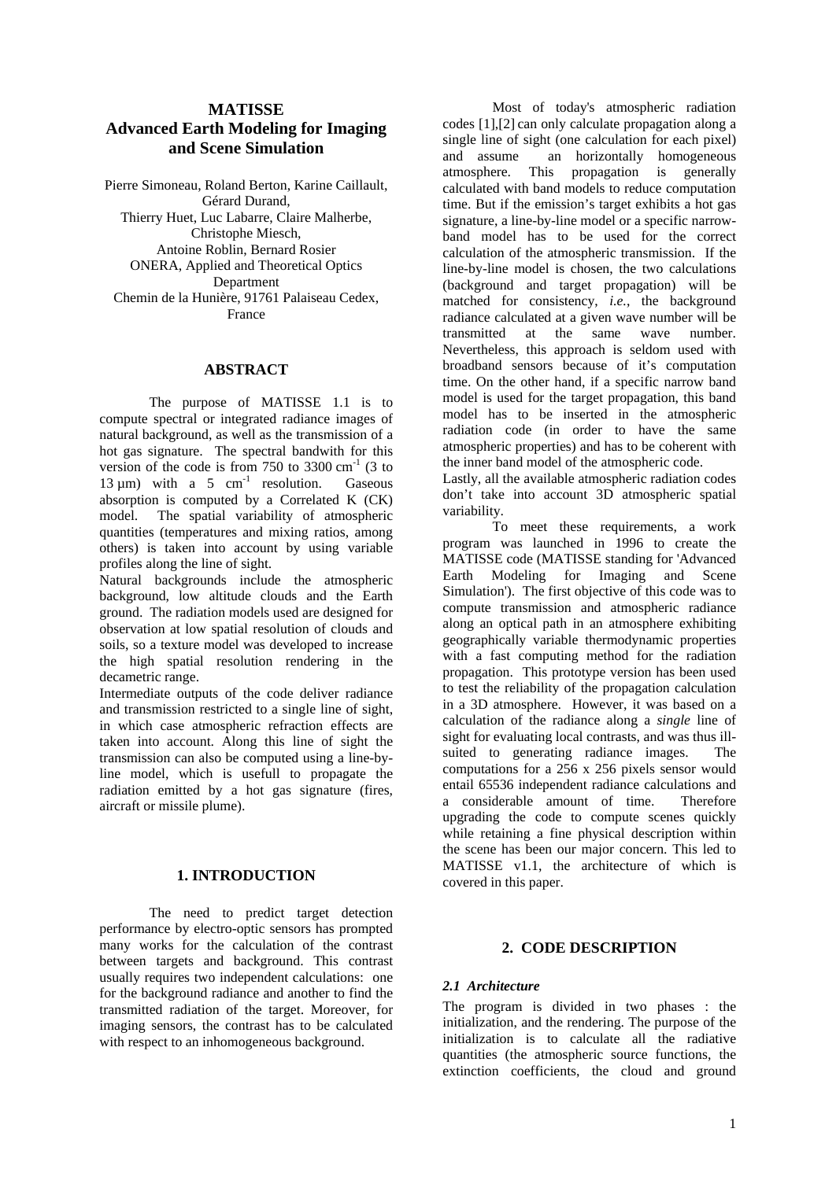# MATISSE
# Advanced Earth Modeling for Imaging and Scene Simulation

Pierre Simoneau, Roland Berton, Karine Caillault, Gérard Durand, Thierry Huet, Luc Labarre, Claire Malherbe, Christophe Miesch, Antoine Roblin, Bernard Rosier
ONERA, Applied and Theoretical Optics Department
Chemin de la Hunière, 91761 Palaiseau Cedex, France

## ABSTRACT

The purpose of MATISSE 1.1 is to compute spectral or integrated radiance images of natural background, as well as the transmission of a hot gas signature. The spectral bandwith for this version of the code is from 750 to 3300 cm$^{-1}$ (3 to 13 µm) with a 5 cm$^{-1}$ resolution. Gaseous absorption is computed by a Correlated K (CK) model. The spatial variability of atmospheric quantities (temperatures and mixing ratios, among others) is taken into account by using variable profiles along the line of sight.

Natural backgrounds include the atmospheric background, low altitude clouds and the Earth ground. The radiation models used are designed for observation at low spatial resolution of clouds and soils, so a texture model was developed to increase the high spatial resolution rendering in the decametric range.

Intermediate outputs of the code deliver radiance and transmission restricted to a single line of sight, in which case atmospheric refraction effects are taken into account. Along this line of sight the transmission can also be computed using a line-by-line model, which is usefull to propagate the radiation emitted by a hot gas signature (fires, aircraft or missile plume).

## 1. INTRODUCTION

The need to predict target detection performance by electro-optic sensors has prompted many works for the calculation of the contrast between targets and background. This contrast usually requires two independent calculations: one for the background radiance and another to find the transmitted radiation of the target. Moreover, for imaging sensors, the contrast has to be calculated with respect to an inhomogeneous background.

Most of today's atmospheric radiation codes [1],[2] can only calculate propagation along a single line of sight (one calculation for each pixel) and assume an horizontally homogeneous atmosphere. This propagation is generally calculated with band models to reduce computation time. But if the emission's target exhibits a hot gas signature, a line-by-line model or a specific narrow-band model has to be used for the correct calculation of the atmospheric transmission. If the line-by-line model is chosen, the two calculations (background and target propagation) will be matched for consistency, *i.e.*, the background radiance calculated at a given wave number will be transmitted at the same wave number. Nevertheless, this approach is seldom used with broadband sensors because of it's computation time. On the other hand, if a specific narrow band model is used for the target propagation, this band model has to be inserted in the atmospheric radiation code (in order to have the same atmospheric properties) and has to be coherent with the inner band model of the atmospheric code.

Lastly, all the available atmospheric radiation codes don't take into account 3D atmospheric spatial variability.

To meet these requirements, a work program was launched in 1996 to create the MATISSE code (MATISSE standing for 'Advanced Earth Modeling for Imaging and Scene Simulation'). The first objective of this code was to compute transmission and atmospheric radiance along an optical path in an atmosphere exhibiting geographically variable thermodynamic properties with a fast computing method for the radiation propagation. This prototype version has been used to test the reliability of the propagation calculation in a 3D atmosphere. However, it was based on a calculation of the radiance along a *single* line of sight for evaluating local contrasts, and was thus ill-suited to generating radiance images. The computations for a 256 x 256 pixels sensor would entail 65536 independent radiance calculations and a considerable amount of time. Therefore upgrading the code to compute scenes quickly while retaining a fine physical description within the scene has been our major concern. This led to MATISSE v1.1, the architecture of which is covered in this paper.

## 2. CODE DESCRIPTION

### *2.1 Architecture*

The program is divided in two phases : the initialization, and the rendering. The purpose of the initialization is to calculate all the radiative quantities (the atmospheric source functions, the extinction coefficients, the cloud and ground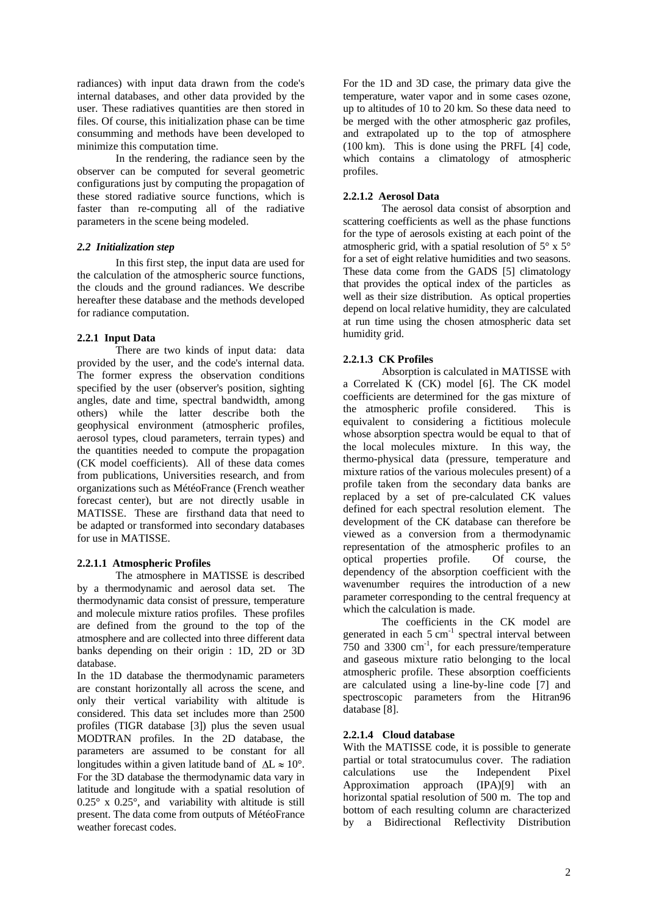radiances) with input data drawn from the code's internal databases, and other data provided by the user. These radiatives quantities are then stored in files. Of course, this initialization phase can be time consumming and methods have been developed to minimize this computation time.

In the rendering, the radiance seen by the observer can be computed for several geometric configurations just by computing the propagation of these stored radiative source functions, which is faster than re-computing all of the radiative parameters in the scene being modeled.

### *2.2 Initialization step*

In this first step, the input data are used for the calculation of the atmospheric source functions, the clouds and the ground radiances. We describe hereafter these database and the methods developed for radiance computation.

#### 2.2.1 Input Data

There are two kinds of input data: data provided by the user, and the code's internal data. The former express the observation conditions specified by the user (observer's position, sighting angles, date and time, spectral bandwidth, among others) while the latter describe both the geophysical environment (atmospheric profiles, aerosol types, cloud parameters, terrain types) and the quantities needed to compute the propagation (CK model coefficients). All of these data comes from publications, Universities research, and from organizations such as MétéoFrance (French weather forecast center), but are not directly usable in MATISSE. These are firsthand data that need to be adapted or transformed into secondary databases for use in MATISSE.

#### 2.2.1.1 Atmospheric Profiles

The atmosphere in MATISSE is described by a thermodynamic and aerosol data set. The thermodynamic data consist of pressure, temperature and molecule mixture ratios profiles. These profiles are defined from the ground to the top of the atmosphere and are collected into three different data banks depending on their origin : 1D, 2D or 3D database.

In the 1D database the thermodynamic parameters are constant horizontally all across the scene, and only their vertical variability with altitude is considered. This data set includes more than 2500 profiles (TIGR database [3]) plus the seven usual MODTRAN profiles. In the 2D database, the parameters are assumed to be constant for all longitudes within a given latitude band of $\Delta L \approx 10°$. For the 3D database the thermodynamic data vary in latitude and longitude with a spatial resolution of $0.25° \times 0.25°$, and variability with altitude is still present. The data come from outputs of MétéoFrance weather forecast codes.

For the 1D and 3D case, the primary data give the temperature, water vapor and in some cases ozone, up to altitudes of 10 to 20 km. So these data need to be merged with the other atmospheric gaz profiles, and extrapolated up to the top of atmosphere (100 km). This is done using the PRFL [4] code, which contains a climatology of atmospheric profiles.

#### 2.2.1.2 Aerosol Data

The aerosol data consist of absorption and scattering coefficients as well as the phase functions for the type of aerosols existing at each point of the atmospheric grid, with a spatial resolution of $5° \times 5°$ for a set of eight relative humidities and two seasons. These data come from the GADS [5] climatology that provides the optical index of the particles as well as their size distribution. As optical properties depend on local relative humidity, they are calculated at run time using the chosen atmospheric data set humidity grid.

#### 2.2.1.3 CK Profiles

Absorption is calculated in MATISSE with a Correlated K (CK) model [6]. The CK model coefficients are determined for the gas mixture of the atmospheric profile considered. This is equivalent to considering a fictitious molecule whose absorption spectra would be equal to that of the local molecules mixture. In this way, the thermo-physical data (pressure, temperature and mixture ratios of the various molecules present) of a profile taken from the secondary data banks are replaced by a set of pre-calculated CK values defined for each spectral resolution element. The development of the CK database can therefore be viewed as a conversion from a thermodynamic representation of the atmospheric profiles to an optical properties profile. Of course, the dependency of the absorption coefficient with the wavenumber requires the introduction of a new parameter corresponding to the central frequency at which the calculation is made.

The coefficients in the CK model are generated in each 5 $cm^{-1}$ spectral interval between 750 and 3300 $cm^{-1}$, for each pressure/temperature and gaseous mixture ratio belonging to the local atmospheric profile. These absorption coefficients are calculated using a line-by-line code [7] and spectroscopic parameters from the Hitran96 database [8].

#### 2.2.1.4 Cloud database

With the MATISSE code, it is possible to generate partial or total stratocumulus cover. The radiation calculations use the Independent Pixel Approximation approach (IPA)[9] with an horizontal spatial resolution of 500 m. The top and bottom of each resulting column are characterized by a Bidirectional Reflectivity Distribution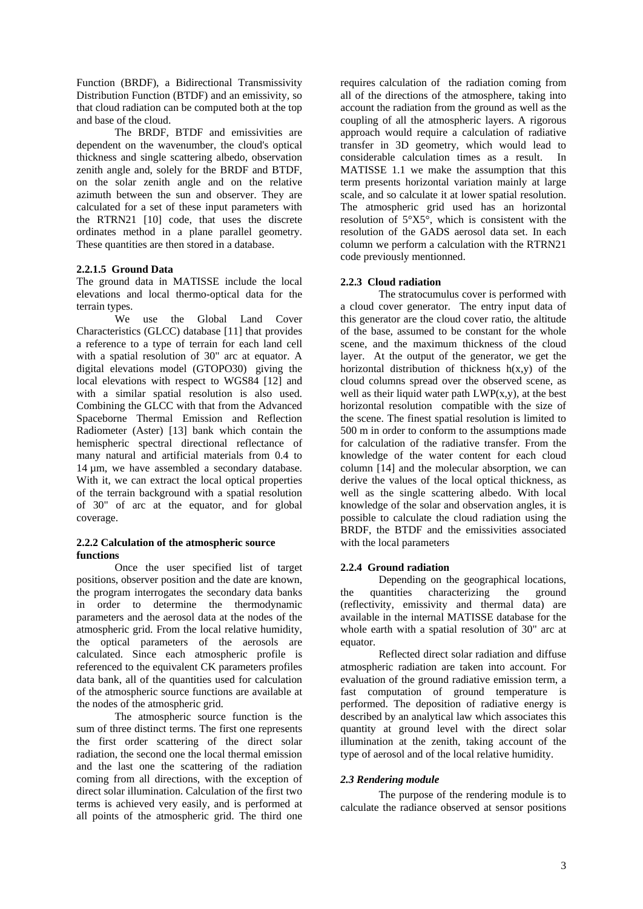Function (BRDF), a Bidirectional Transmissivity Distribution Function (BTDF) and an emissivity, so that cloud radiation can be computed both at the top and base of the cloud.

The BRDF, BTDF and emissivities are dependent on the wavenumber, the cloud's optical thickness and single scattering albedo, observation zenith angle and, solely for the BRDF and BTDF, on the solar zenith angle and on the relative azimuth between the sun and observer. They are calculated for a set of these input parameters with the RTRN21 [10] code, that uses the discrete ordinates method in a plane parallel geometry. These quantities are then stored in a database.

#### 2.2.1.5 Ground Data

The ground data in MATISSE include the local elevations and local thermo-optical data for the terrain types.

We use the Global Land Cover Characteristics (GLCC) database [11] that provides a reference to a type of terrain for each land cell with a spatial resolution of 30" arc at equator. A digital elevations model (GTOPO30) giving the local elevations with respect to WGS84 [12] and with a similar spatial resolution is also used. Combining the GLCC with that from the Advanced Spaceborne Thermal Emission and Reflection Radiometer (Aster) [13] bank which contain the hemispheric spectral directional reflectance of many natural and artificial materials from 0.4 to 14 µm, we have assembled a secondary database. With it, we can extract the local optical properties of the terrain background with a spatial resolution of 30" of arc at the equator, and for global coverage.

### 2.2.2 Calculation of the atmospheric source functions

Once the user specified list of target positions, observer position and the date are known, the program interrogates the secondary data banks in order to determine the thermodynamic parameters and the aerosol data at the nodes of the atmospheric grid. From the local relative humidity, the optical parameters of the aerosols are calculated. Since each atmospheric profile is referenced to the equivalent CK parameters profiles data bank, all of the quantities used for calculation of the atmospheric source functions are available at the nodes of the atmospheric grid.

The atmospheric source function is the sum of three distinct terms. The first one represents the first order scattering of the direct solar radiation, the second one the local thermal emission and the last one the scattering of the radiation coming from all directions, with the exception of direct solar illumination. Calculation of the first two terms is achieved very easily, and is performed at all points of the atmospheric grid. The third one requires calculation of the radiation coming from all of the directions of the atmosphere, taking into account the radiation from the ground as well as the coupling of all the atmospheric layers. A rigorous approach would require a calculation of radiative transfer in 3D geometry, which would lead to considerable calculation times as a result. In MATISSE 1.1 we make the assumption that this term presents horizontal variation mainly at large scale, and so calculate it at lower spatial resolution. The atmospheric grid used has an horizontal resolution of 5°X5°, which is consistent with the resolution of the GADS aerosol data set. In each column we perform a calculation with the RTRN21 code previously mentionned.

### 2.2.3 Cloud radiation

The stratocumulus cover is performed with a cloud cover generator. The entry input data of this generator are the cloud cover ratio, the altitude of the base, assumed to be constant for the whole scene, and the maximum thickness of the cloud layer. At the output of the generator, we get the horizontal distribution of thickness $h(x,y)$ of the cloud columns spread over the observed scene, as well as their liquid water path $LWP(x,y)$, at the best horizontal resolution compatible with the size of the scene. The finest spatial resolution is limited to 500 m in order to conform to the assumptions made for calculation of the radiative transfer. From the knowledge of the water content for each cloud column [14] and the molecular absorption, we can derive the values of the local optical thickness, as well as the single scattering albedo. With local knowledge of the solar and observation angles, it is possible to calculate the cloud radiation using the BRDF, the BTDF and the emissivities associated with the local parameters

### 2.2.4 Ground radiation

Depending on the geographical locations, the quantities characterizing the ground (reflectivity, emissivity and thermal data) are available in the internal MATISSE database for the whole earth with a spatial resolution of 30" arc at equator.

Reflected direct solar radiation and diffuse atmospheric radiation are taken into account. For evaluation of the ground radiative emission term, a fast computation of ground temperature is performed. The deposition of radiative energy is described by an analytical law which associates this quantity at ground level with the direct solar illumination at the zenith, taking account of the type of aerosol and of the local relative humidity.

## *2.3 Rendering module*

The purpose of the rendering module is to calculate the radiance observed at sensor positions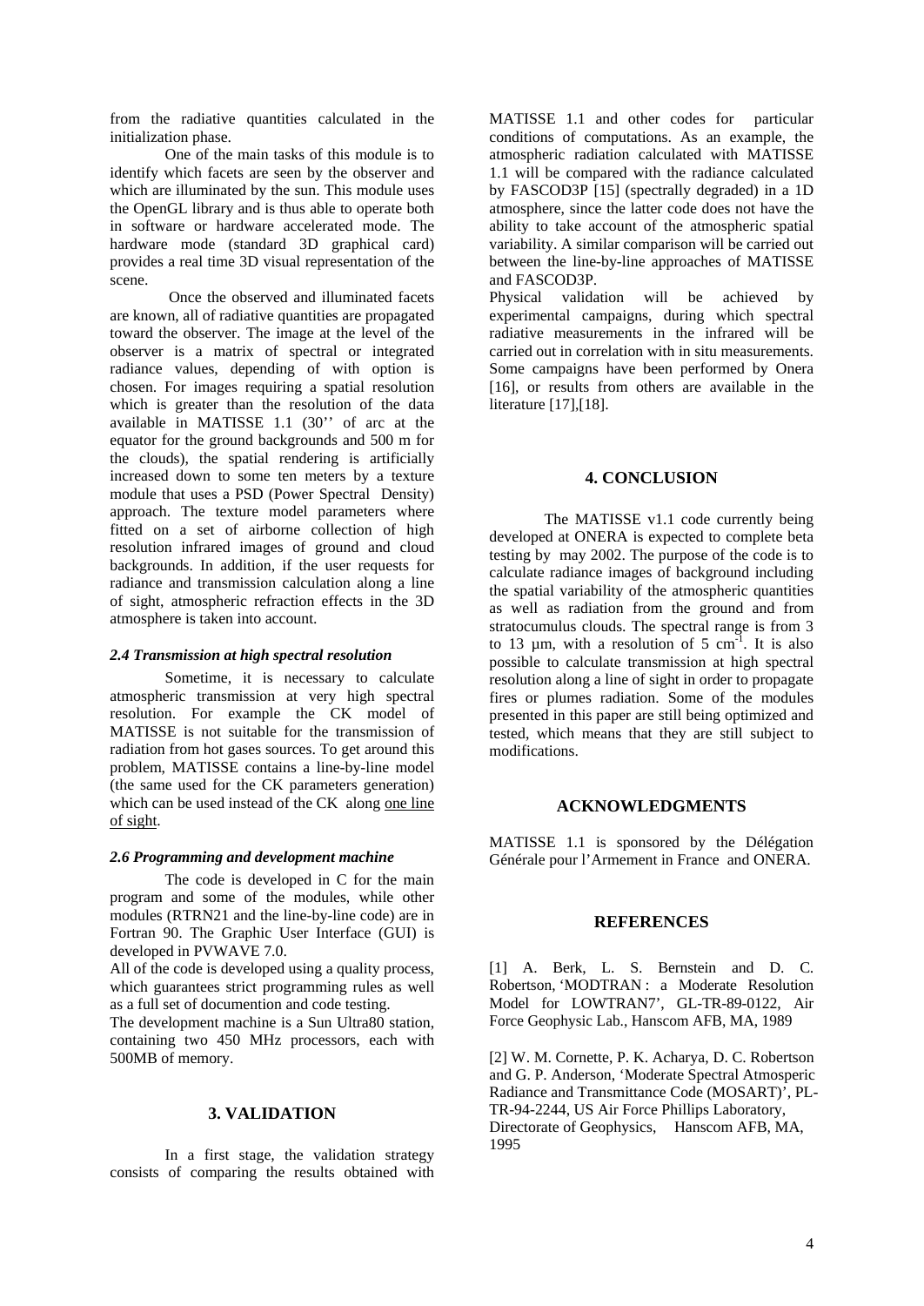from the radiative quantities calculated in the initialization phase.

One of the main tasks of this module is to identify which facets are seen by the observer and which are illuminated by the sun. This module uses the OpenGL library and is thus able to operate both in software or hardware accelerated mode. The hardware mode (standard 3D graphical card) provides a real time 3D visual representation of the scene.

Once the observed and illuminated facets are known, all of radiative quantities are propagated toward the observer. The image at the level of the observer is a matrix of spectral or integrated radiance values, depending of with option is chosen. For images requiring a spatial resolution which is greater than the resolution of the data available in MATISSE 1.1 (30'' of arc at the equator for the ground backgrounds and 500 m for the clouds), the spatial rendering is artificially increased down to some ten meters by a texture module that uses a PSD (Power Spectral Density) approach. The texture model parameters where fitted on a set of airborne collection of high resolution infrared images of ground and cloud backgrounds. In addition, if the user requests for radiance and transmission calculation along a line of sight, atmospheric refraction effects in the 3D atmosphere is taken into account.

### *2.4 Transmission at high spectral resolution*

Sometime, it is necessary to calculate atmospheric transmission at very high spectral resolution. For example the CK model of MATISSE is not suitable for the transmission of radiation from hot gases sources. To get around this problem, MATISSE contains a line-by-line model (the same used for the CK parameters generation) which can be used instead of the CK along one line of sight.

### *2.6 Programming and development machine*

The code is developed in C for the main program and some of the modules, while other modules (RTRN21 and the line-by-line code) are in Fortran 90. The Graphic User Interface (GUI) is developed in PVWAVE 7.0.

All of the code is developed using a quality process, which guarantees strict programming rules as well as a full set of documention and code testing.

The development machine is a Sun Ultra80 station, containing two 450 MHz processors, each with 500MB of memory.

## 3. VALIDATION

In a first stage, the validation strategy consists of comparing the results obtained with MATISSE 1.1 and other codes for particular conditions of computations. As an example, the atmospheric radiation calculated with MATISSE 1.1 will be compared with the radiance calculated by FASCOD3P [15] (spectrally degraded) in a 1D atmosphere, since the latter code does not have the ability to take account of the atmospheric spatial variability. A similar comparison will be carried out between the line-by-line approaches of MATISSE and FASCOD3P.

Physical validation will be achieved by experimental campaigns, during which spectral radiative measurements in the infrared will be carried out in correlation with in situ measurements. Some campaigns have been performed by Onera [16], or results from others are available in the literature [17],[18].

## 4. CONCLUSION

The MATISSE v1.1 code currently being developed at ONERA is expected to complete beta testing by may 2002. The purpose of the code is to calculate radiance images of background including the spatial variability of the atmospheric quantities as well as radiation from the ground and from stratocumulus clouds. The spectral range is from 3 to 13 µm, with a resolution of 5 $cm^{-1}$. It is also possible to calculate transmission at high spectral resolution along a line of sight in order to propagate fires or plumes radiation. Some of the modules presented in this paper are still being optimized and tested, which means that they are still subject to modifications.

## ACKNOWLEDGMENTS

MATISSE 1.1 is sponsored by the Délégation Générale pour l'Armement in France and ONERA.

## REFERENCES

[1] A. Berk, L. S. Bernstein and D. C. Robertson, 'MODTRAN : a Moderate Resolution Model for LOWTRAN7', GL-TR-89-0122, Air Force Geophysic Lab., Hanscom AFB, MA, 1989

[2] W. M. Cornette, P. K. Acharya, D. C. Robertson and G. P. Anderson, 'Moderate Spectral Atmosperic Radiance and Transmittance Code (MOSART)', PL-TR-94-2244, US Air Force Phillips Laboratory, Directorate of Geophysics, Hanscom AFB, MA, 1995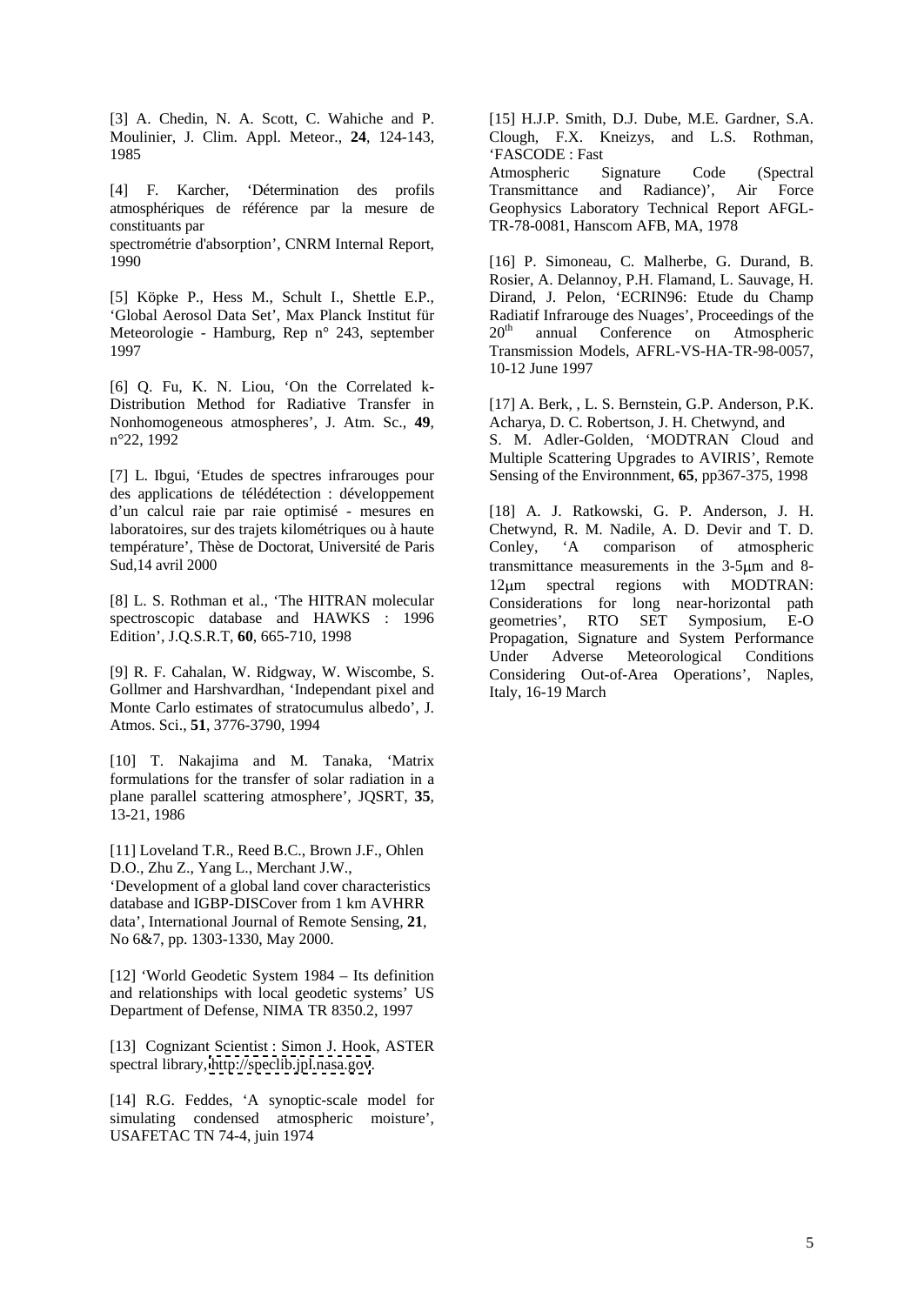[3] A. Chedin, N. A. Scott, C. Wahiche and P. Moulinier, J. Clim. Appl. Meteor., **24**, 124-143, 1985

[4] F. Karcher, 'Détermination des profils atmosphériques de référence par la mesure de constituants par spectrométrie d'absorption', CNRM Internal Report, 1990

[5] Köpke P., Hess M., Schult I., Shettle E.P., 'Global Aerosol Data Set', Max Planck Institut für Meteorologie - Hamburg, Rep n° 243, september 1997

[6] Q. Fu, K. N. Liou, 'On the Correlated k-Distribution Method for Radiative Transfer in Nonhomogeneous atmospheres', J. Atm. Sc., **49**, n°22, 1992

[7] L. Ibgui, 'Etudes de spectres infrarouges pour des applications de télédétection : développement d'un calcul raie par raie optimisé - mesures en laboratoires, sur des trajets kilométriques ou à haute température', Thèse de Doctorat, Université de Paris Sud,14 avril 2000

[8] L. S. Rothman et al., 'The HITRAN molecular spectroscopic database and HAWKS : 1996 Edition', J.Q.S.R.T, **60**, 665-710, 1998

[9] R. F. Cahalan, W. Ridgway, W. Wiscombe, S. Gollmer and Harshvardhan, 'Independant pixel and Monte Carlo estimates of stratocumulus albedo', J. Atmos. Sci., **51**, 3776-3790, 1994

[10] T. Nakajima and M. Tanaka, 'Matrix formulations for the transfer of solar radiation in a plane parallel scattering atmosphere', JQSRT, **35**, 13-21, 1986

[11] Loveland T.R., Reed B.C., Brown J.F., Ohlen D.O., Zhu Z., Yang L., Merchant J.W., 'Development of a global land cover characteristics database and IGBP-DISCover from 1 km AVHRR data', International Journal of Remote Sensing, **21**, No 6&7, pp. 1303-1330, May 2000.

[12] 'World Geodetic System 1984 – Its definition and relationships with local geodetic systems' US Department of Defense, NIMA TR 8350.2, 1997

[13] Cognizant Scientist : Simon J. Hook, ASTER spectral library, http://speclib.jpl.nasa.gov.

[14] R.G. Feddes, 'A synoptic-scale model for simulating condensed atmospheric moisture', USAFETAC TN 74-4, juin 1974

[15] H.J.P. Smith, D.J. Dube, M.E. Gardner, S.A. Clough, F.X. Kneizys, and L.S. Rothman, 'FASCODE : Fast Atmospheric Signature Code (Spectral Transmittance and Radiance)', Air Force Geophysics Laboratory Technical Report AFGL-TR-78-0081, Hanscom AFB, MA, 1978

[16] P. Simoneau, C. Malherbe, G. Durand, B. Rosier, A. Delannoy, P.H. Flamand, L. Sauvage, H. Dirand, J. Pelon, 'ECRIN96: Etude du Champ Radiatif Infrarouge des Nuages', Proceedings of the 20th annual Conference on Atmospheric Transmission Models, AFRL-VS-HA-TR-98-0057, 10-12 June 1997

[17] A. Berk, , L. S. Bernstein, G.P. Anderson, P.K. Acharya, D. C. Robertson, J. H. Chetwynd, and S. M. Adler-Golden, 'MODTRAN Cloud and Multiple Scattering Upgrades to AVIRIS', Remote Sensing of the Environnment, **65**, pp367-375, 1998

[18] A. J. Ratkowski, G. P. Anderson, J. H. Chetwynd, R. M. Nadile, A. D. Devir and T. D. Conley, 'A comparison of atmospheric transmittance measurements in the 3-5μm and 8-12μm spectral regions with MODTRAN: Considerations for long near-horizontal path geometries', RTO SET Symposium, E-O Propagation, Signature and System Performance Under Adverse Meteorological Conditions Considering Out-of-Area Operations', Naples, Italy, 16-19 March